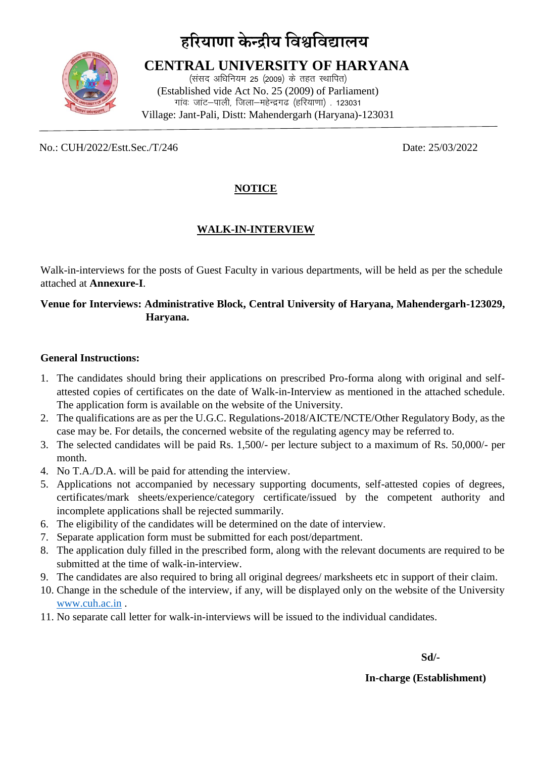# हरियाणा केन्द्रीय विश्वविद्यालय

## CENTRAL UNIVERSITY OF HARYANA

(संसद अधिनियम 25 (2009) के तहत स्थापित)
(Established vide Act No. 25 (2009) of Parliament)
गांवः जांट–पाली, जिला–महेन्द्रगढ (हरियाणा) . 123031
Village: Jant-Pali, Distt: Mahendergarh (Haryana)-123031

No.: CUH/2022/Estt.Sec./T/246 Date: 25/03/2022

### NOTICE

### WALK-IN-INTERVIEW

Walk-in-interviews for the posts of Guest Faculty in various departments, will be held as per the schedule attached at **Annexure-I**.

**Venue for Interviews: Administrative Block, Central University of Haryana, Mahendergarh-123029, Haryana.**

**General Instructions:**

1. The candidates should bring their applications on prescribed Pro-forma along with original and self-attested copies of certificates on the date of Walk-in-Interview as mentioned in the attached schedule. The application form is available on the website of the University.
2. The qualifications are as per the U.G.C. Regulations-2018/AICTE/NCTE/Other Regulatory Body, as the case may be. For details, the concerned website of the regulating agency may be referred to.
3. The selected candidates will be paid Rs. 1,500/- per lecture subject to a maximum of Rs. 50,000/- per month.
4. No T.A./D.A. will be paid for attending the interview.
5. Applications not accompanied by necessary supporting documents, self-attested copies of degrees, certificates/mark sheets/experience/category certificate/issued by the competent authority and incomplete applications shall be rejected summarily.
6. The eligibility of the candidates will be determined on the date of interview.
7. Separate application form must be submitted for each post/department.
8. The application duly filled in the prescribed form, along with the relevant documents are required to be submitted at the time of walk-in-interview.
9. The candidates are also required to bring all original degrees/ marksheets etc in support of their claim.
10. Change in the schedule of the interview, if any, will be displayed only on the website of the University www.cuh.ac.in .
11. No separate call letter for walk-in-interviews will be issued to the individual candidates.

**Sd/-**

**In-charge (Establishment)**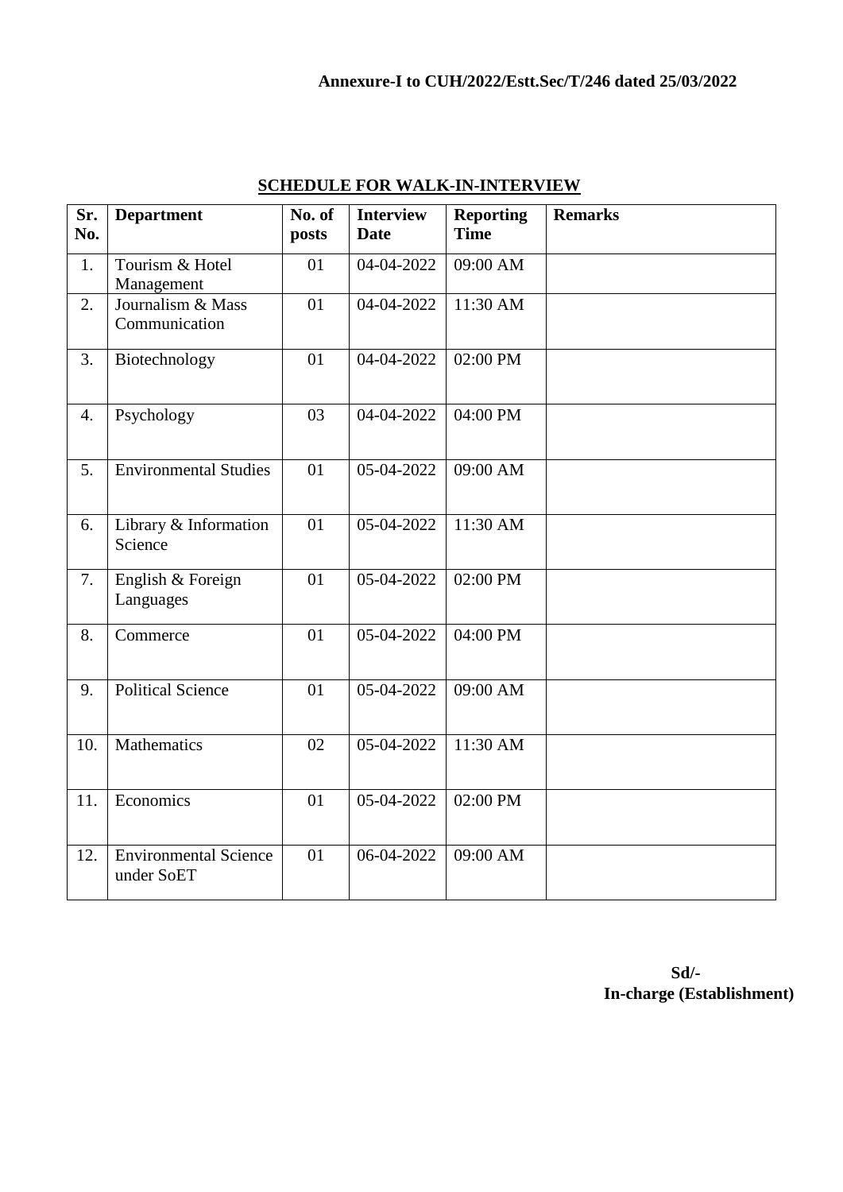**Annexure-I to CUH/2022/Estt.Sec/T/246 dated 25/03/2022**

**SCHEDULE FOR WALK-IN-INTERVIEW**

| Sr. No. | Department | No. of posts | Interview Date | Reporting Time | Remarks |
|---|---|---|---|---|---|
| 1. | Tourism & Hotel Management | 01 | 04-04-2022 | 09:00 AM | |
| 2. | Journalism & Mass Communication | 01 | 04-04-2022 | 11:30 AM | |
| 3. | Biotechnology | 01 | 04-04-2022 | 02:00 PM | |
| 4. | Psychology | 03 | 04-04-2022 | 04:00 PM | |
| 5. | Environmental Studies | 01 | 05-04-2022 | 09:00 AM | |
| 6. | Library & Information Science | 01 | 05-04-2022 | 11:30 AM | |
| 7. | English & Foreign Languages | 01 | 05-04-2022 | 02:00 PM | |
| 8. | Commerce | 01 | 05-04-2022 | 04:00 PM | |
| 9. | Political Science | 01 | 05-04-2022 | 09:00 AM | |
| 10. | Mathematics | 02 | 05-04-2022 | 11:30 AM | |
| 11. | Economics | 01 | 05-04-2022 | 02:00 PM | |
| 12. | Environmental Science under SoET | 01 | 06-04-2022 | 09:00 AM | |

**Sd/-**
**In-charge (Establishment)**